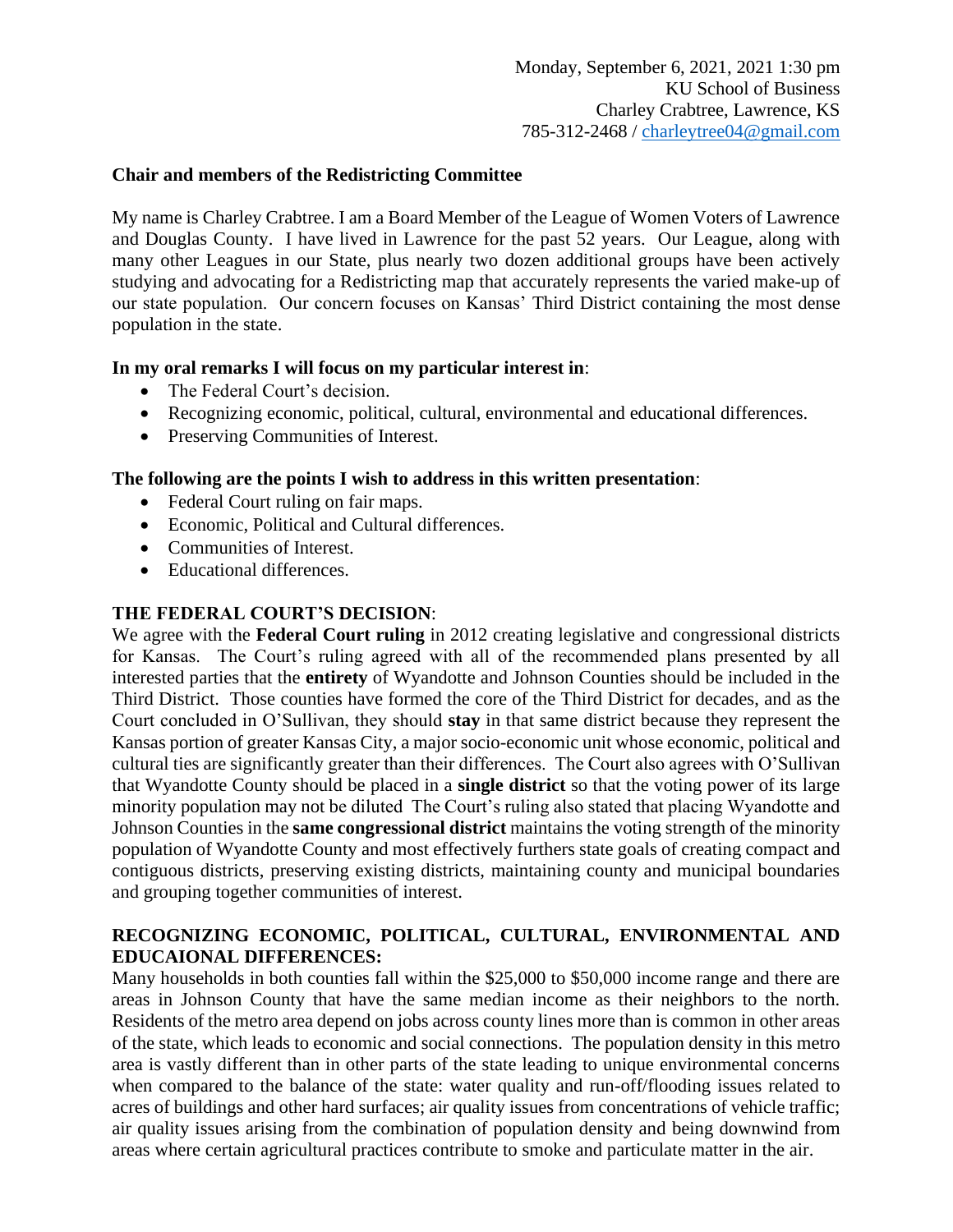Monday, September 6, 2021, 2021 1:30 pm
KU School of Business
Charley Crabtree, Lawrence, KS
785-312-2468 / charleytree04@gmail.com

**Chair and members of the Redistricting Committee**

My name is Charley Crabtree. I am a Board Member of the League of Women Voters of Lawrence and Douglas County. I have lived in Lawrence for the past 52 years. Our League, along with many other Leagues in our State, plus nearly two dozen additional groups have been actively studying and advocating for a Redistricting map that accurately represents the varied make-up of our state population. Our concern focuses on Kansas' Third District containing the most dense population in the state.

**In my oral remarks I will focus on my particular interest in**:

- The Federal Court's decision.
- Recognizing economic, political, cultural, environmental and educational differences.
- Preserving Communities of Interest.

**The following are the points I wish to address in this written presentation**:

- Federal Court ruling on fair maps.
- Economic, Political and Cultural differences.
- Communities of Interest.
- Educational differences.

**THE FEDERAL COURT'S DECISION**:

We agree with the **Federal Court ruling** in 2012 creating legislative and congressional districts for Kansas. The Court's ruling agreed with all of the recommended plans presented by all interested parties that the **entirety** of Wyandotte and Johnson Counties should be included in the Third District. Those counties have formed the core of the Third District for decades, and as the Court concluded in O'Sullivan, they should **stay** in that same district because they represent the Kansas portion of greater Kansas City, a major socio-economic unit whose economic, political and cultural ties are significantly greater than their differences. The Court also agrees with O'Sullivan that Wyandotte County should be placed in a **single district** so that the voting power of its large minority population may not be diluted The Court's ruling also stated that placing Wyandotte and Johnson Counties in the **same congressional district** maintains the voting strength of the minority population of Wyandotte County and most effectively furthers state goals of creating compact and contiguous districts, preserving existing districts, maintaining county and municipal boundaries and grouping together communities of interest.

**RECOGNIZING ECONOMIC, POLITICAL, CULTURAL, ENVIRONMENTAL AND EDUCAIONAL DIFFERENCES:**

Many households in both counties fall within the $25,000 to $50,000 income range and there are areas in Johnson County that have the same median income as their neighbors to the north. Residents of the metro area depend on jobs across county lines more than is common in other areas of the state, which leads to economic and social connections. The population density in this metro area is vastly different than in other parts of the state leading to unique environmental concerns when compared to the balance of the state: water quality and run-off/flooding issues related to acres of buildings and other hard surfaces; air quality issues from concentrations of vehicle traffic; air quality issues arising from the combination of population density and being downwind from areas where certain agricultural practices contribute to smoke and particulate matter in the air.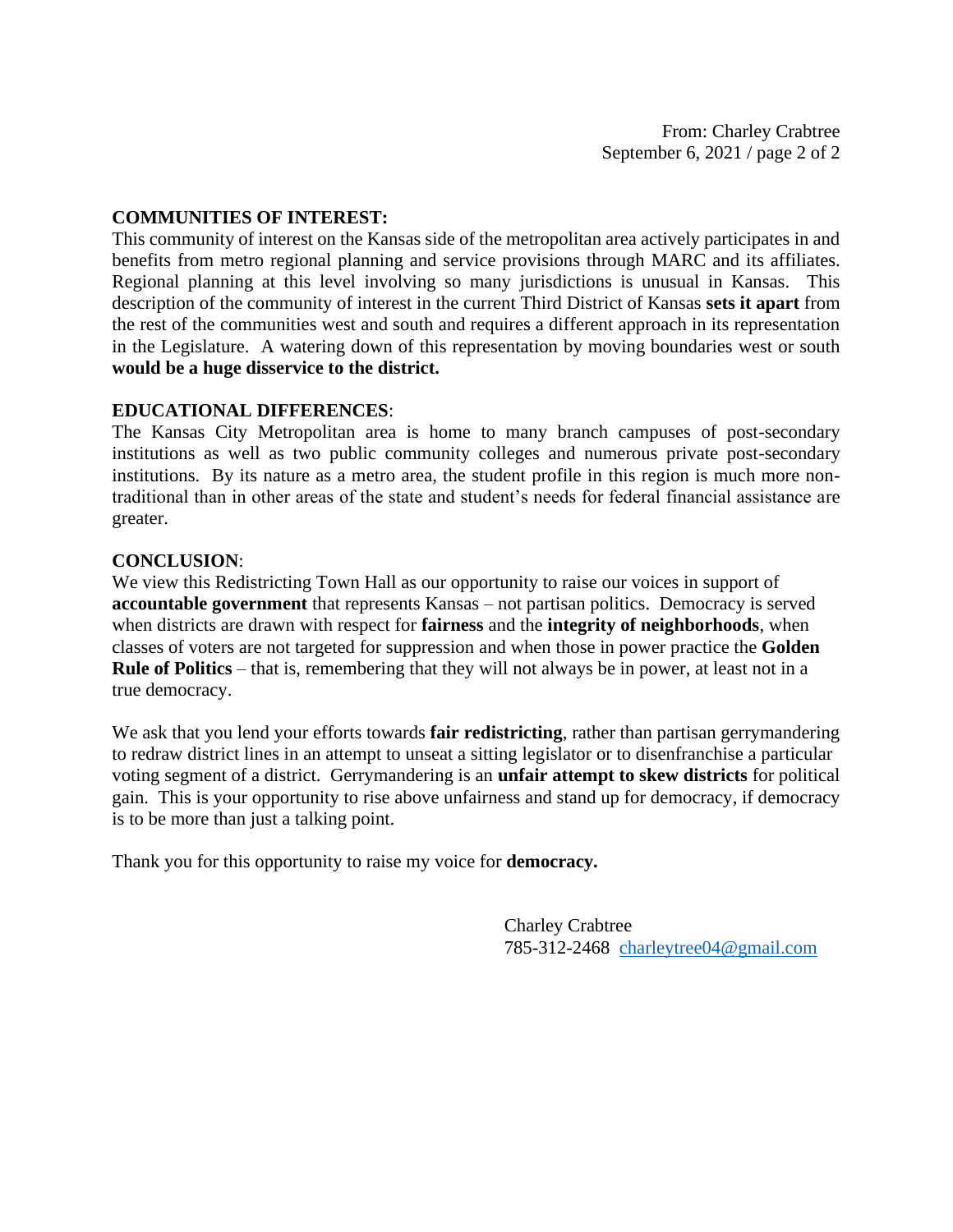From: Charley Crabtree
September 6, 2021

**COMMUNITIES OF INTEREST:**
This community of interest on the Kansas side of the metropolitan area actively participates in and benefits from metro regional planning and service provisions through MARC and its affiliates. Regional planning at this level involving so many jurisdictions is unusual in Kansas. This description of the community of interest in the current Third District of Kansas **sets it apart** from the rest of the communities west and south and requires a different approach in its representation in the Legislature. A watering down of this representation by moving boundaries west or south **would be a huge disservice to the district.**

**EDUCATIONAL DIFFERENCES**:
The Kansas City Metropolitan area is home to many branch campuses of post-secondary institutions as well as two public community colleges and numerous private post-secondary institutions. By its nature as a metro area, the student profile in this region is much more non-traditional than in other areas of the state and student's needs for federal financial assistance are greater.

**CONCLUSION**:
We view this Redistricting Town Hall as our opportunity to raise our voices in support of **accountable government** that represents Kansas – not partisan politics. Democracy is served when districts are drawn with respect for **fairness** and the **integrity of neighborhoods**, when classes of voters are not targeted for suppression and when those in power practice the **Golden Rule of Politics** – that is, remembering that they will not always be in power, at least not in a true democracy.

We ask that you lend your efforts towards **fair redistricting**, rather than partisan gerrymandering to redraw district lines in an attempt to unseat a sitting legislator or to disenfranchise a particular voting segment of a district. Gerrymandering is an **unfair attempt to skew districts** for political gain. This is your opportunity to rise above unfairness and stand up for democracy, if democracy is to be more than just a talking point.

Thank you for this opportunity to raise my voice for **democracy.**

Charley Crabtree
785-312-2468 charleytree04@gmail.com